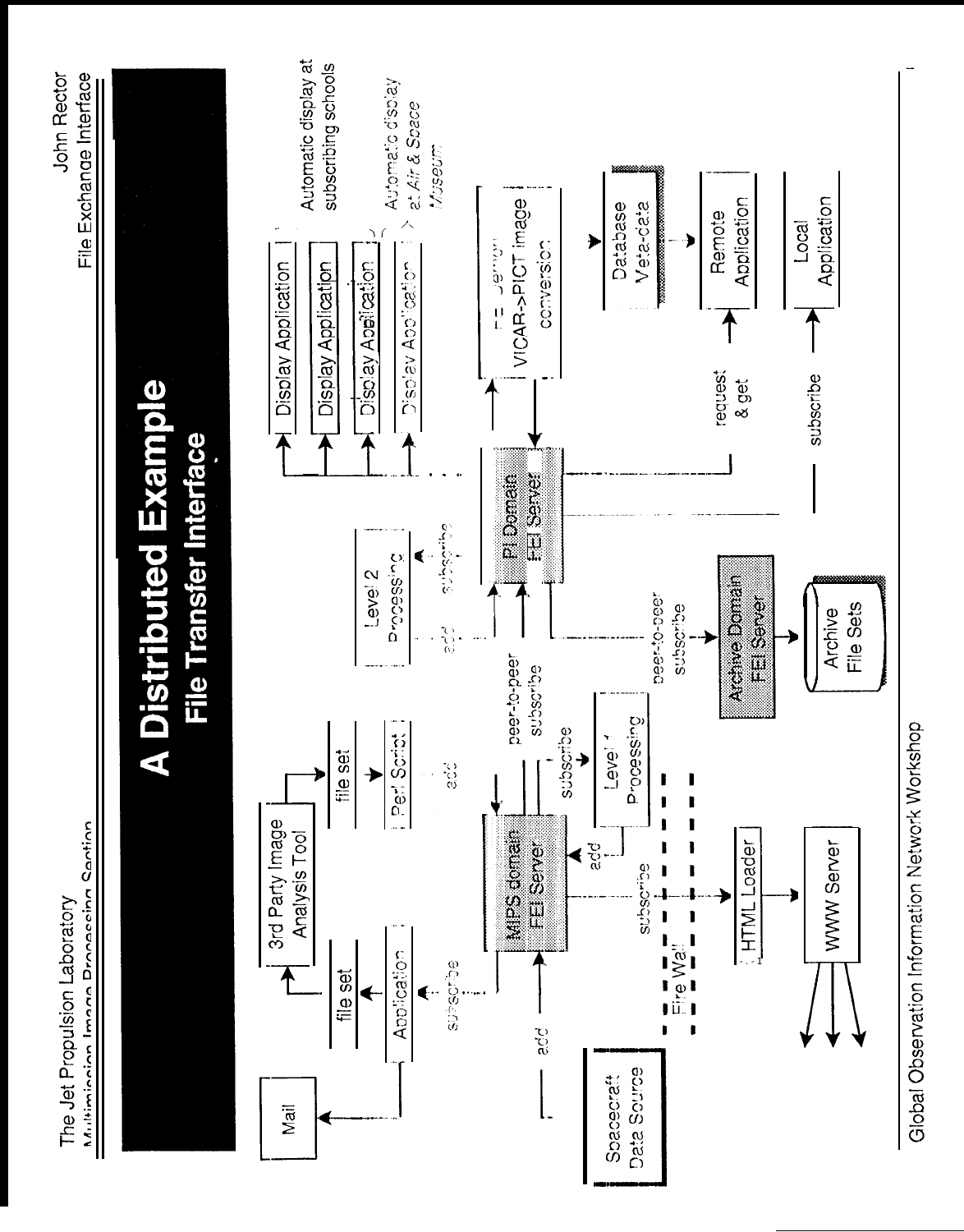# A Distributed Example

## File Transfer Interface

Spacecraft Data Source

add

MIPS domain FEI Server

subscribe

Application

file set

Mail

3rd Party Image Analysis Tool

file set

Perl Script

add

peer-to-peer subscribe

subscribe

Level 1 Processing

add

subscribe

Fire Wall

HTML Loader

WWW Server

Level 2 Processing

add

subscribe

PI Domain FEI Server

peer-to-peer subscribe

Archive Domain FEI Server

Archive File Sets

Display Application

Display Application

Display Application

Display Application

Automatic display at subscribing schools

Automatic display at Air & Space Museum

FEI Daemon VICAR->PICT image conversion

Database Meta-data

Remote Application

Local Application

request & get

subscribe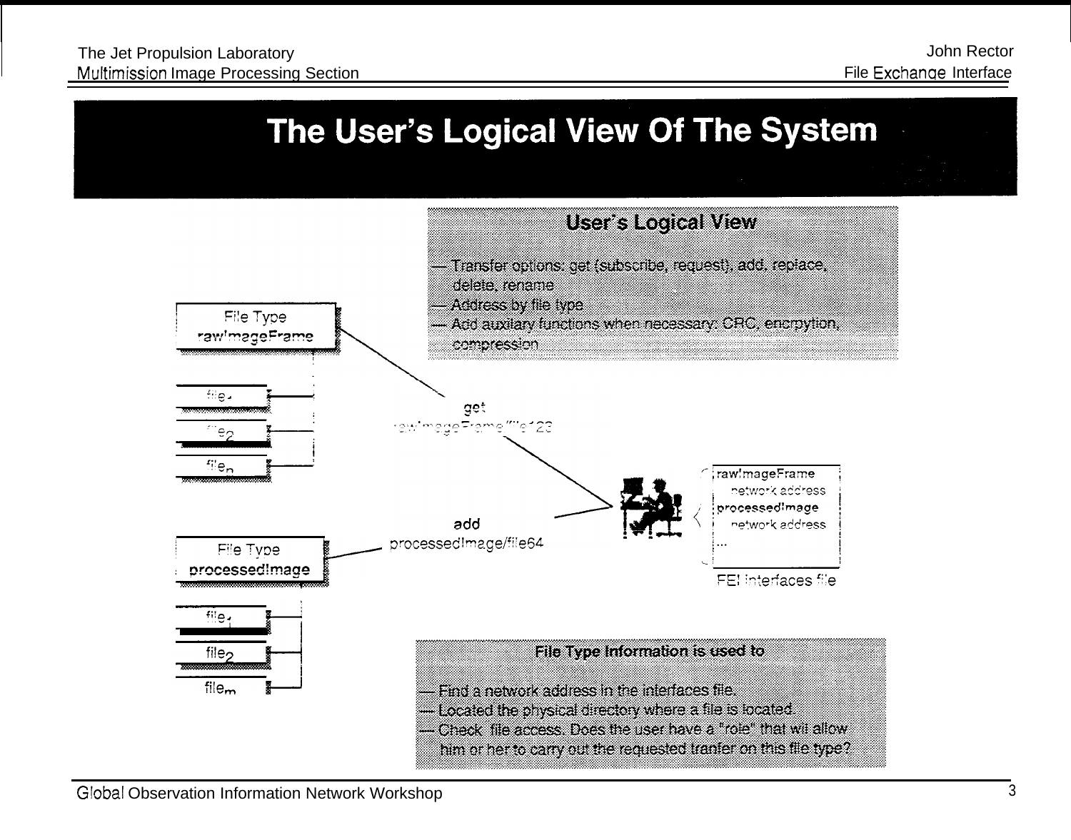# The User's Logical View Of The System

## User's Logical View

- Transfer options: get (subscribe, request), add, replace, delete, rename
- Address by file type
- Add auxilary functions when necessary: CRC, encrpytion, compression

File Type
**rawImageFrame**

file$_1$

file$_2$

file$_n$

**get**
rawImageFrame/file123

**add**
processedImage/file64

File Type
**processedImage**

file$_1$

file$_2$

file$_m$

rawImageFrame
network address
processedImage
network address
...

FEI interfaces file

**File Type Information is used to**

- Find a network address in the interfaces file.
- Located the physical directory where a file is located.
- Check file access. Does the user have a "role" that wil allow him or her to carry out the requested tranfer on this file type?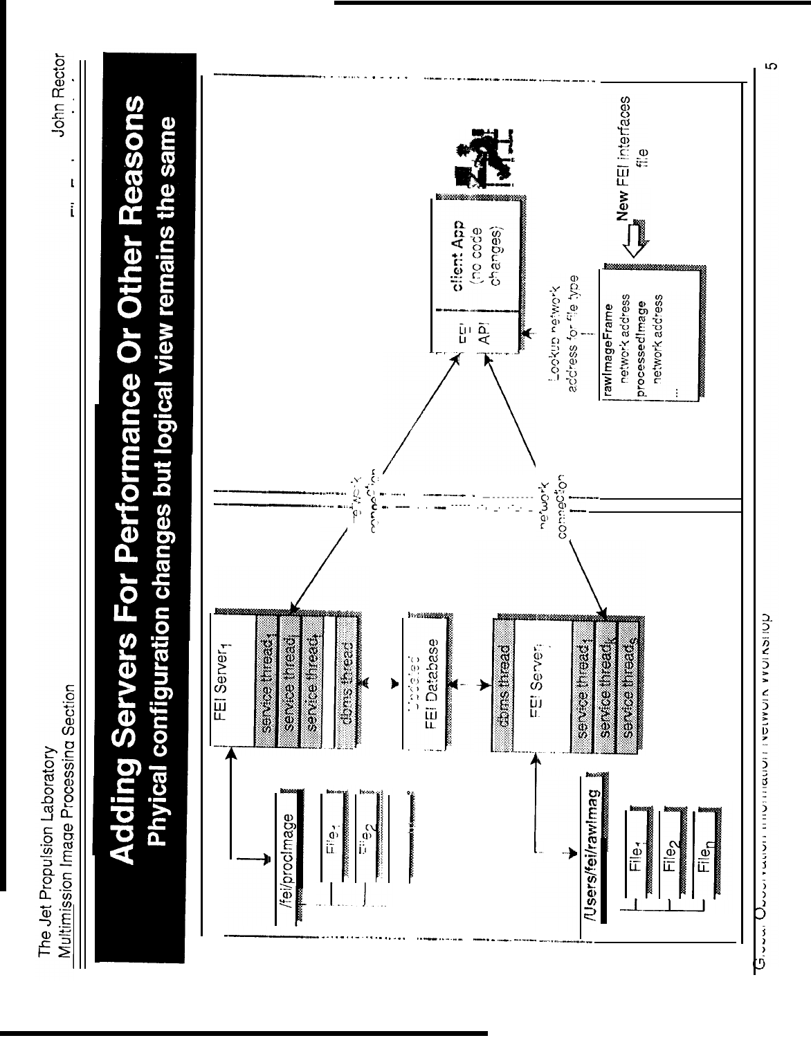# Adding Servers For Performance Or Other Reasons

## Physical configuration changes but logical view remains the same

/fei/procImage

File$_1$

File$_2$

/Users/fei/rawImag

File$_1$

File$_2$

File$_n$

FEI Server$_1$

service thread$_1$

service thread$_2$

service thread$_3$

dbms thread

Updated FEI Database

dbms thread

FEI Server$_2$

service thread$_1$

service thread$_2$

service thread$_3$

network connection

network connection

FEI API

client App (no code changes)

Lookup network address for file type

rawImageFrame
network address
processedImage
network address
...

New FEI interfaces file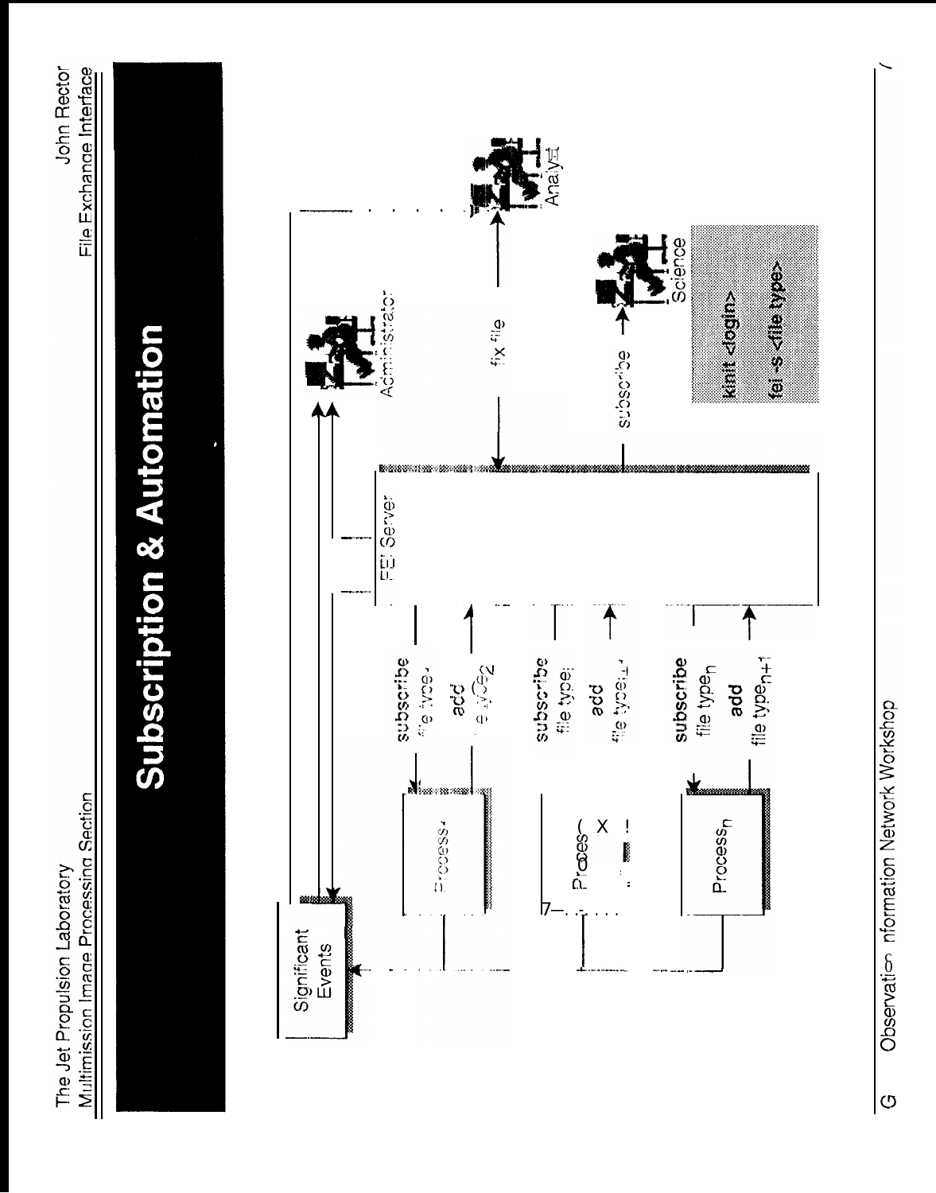# Subscription & Automation

Significant Events

Process₁

Process₂

Processₙ

**subscribe** file type₁ **add** file type₂

**subscribe** file type₂ **add** file type₃

**subscribe** file typeₙ **add** file typeₙ₊₁

FEI Server

Administrator

fix file

Analyst

subscribe

Science

```
kinit <login>
fei -s <file type>
```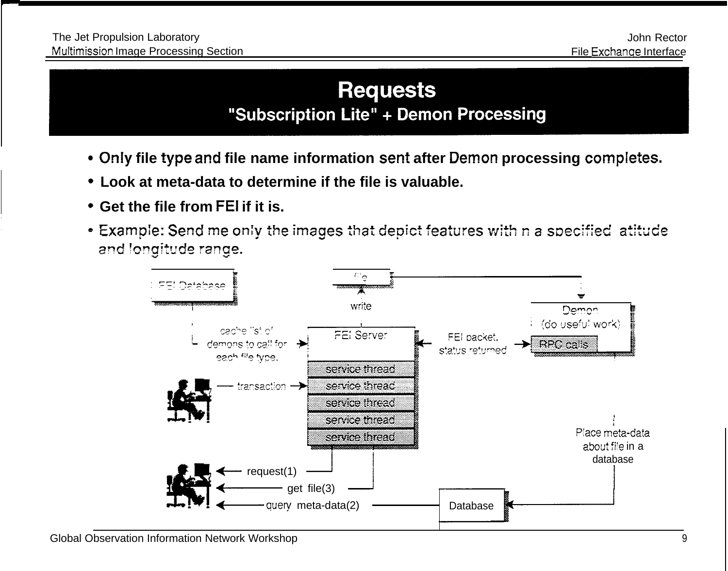# Requests

## "Subscription Lite" + Demon Processing

- Only file type and file name information sent after Demon processing completes.
- Look at meta-data to determine if the file is valuable.
- Get the file from FEI if it is.
- Example: Send me only the images that depict features with n a specified atitude and longitude range.

FEI Database

file

write

Demon (do useful work)

RPC calls

cache list of demons to call for each file type.

FEI Server

FEI packet, status returned

service thread

service thread

service thread

service thread

service thread

transaction

Place meta-data about file in a database

request(1)

get file(3)

query meta-data(2)

Database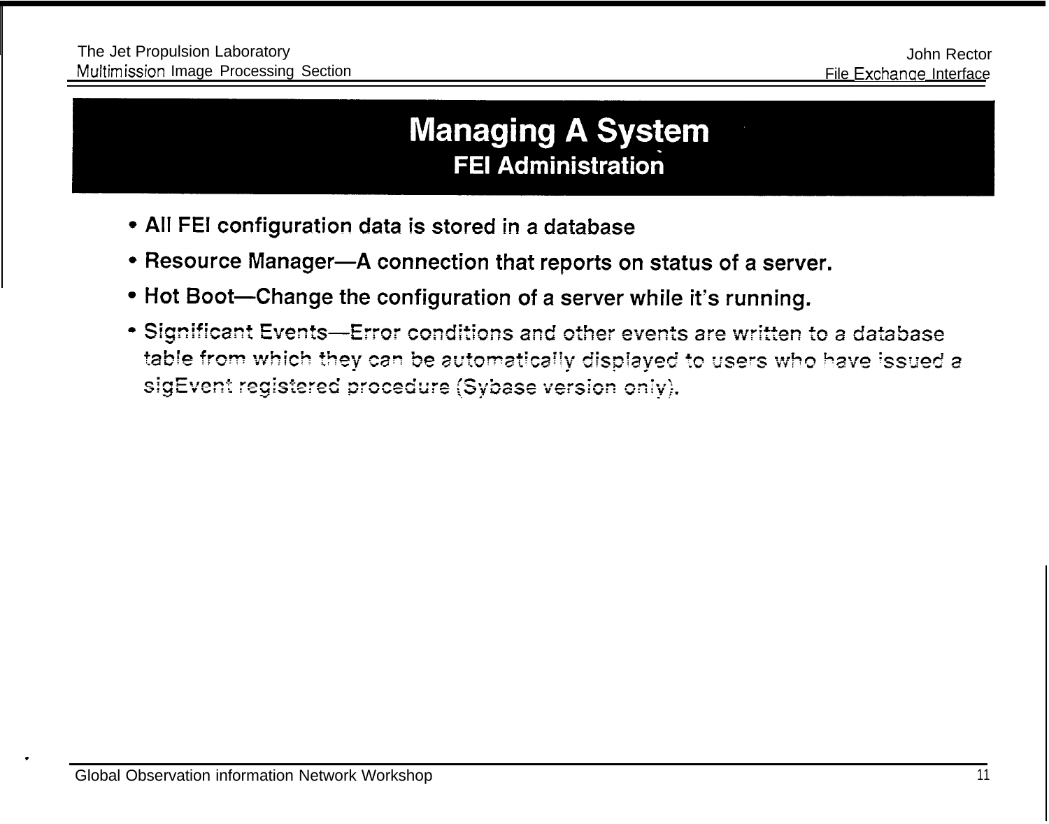# Managing A System

## FEI Administration

- All FEI configuration data is stored in a database
- Resource Manager—A connection that reports on status of a server.
- Hot Boot—Change the configuration of a server while it's running.
- Significant Events—Error conditions and other events are written to a database table from which they can be automatically displayed to users who have issued a sigEvent registered procedure (Sybase version only).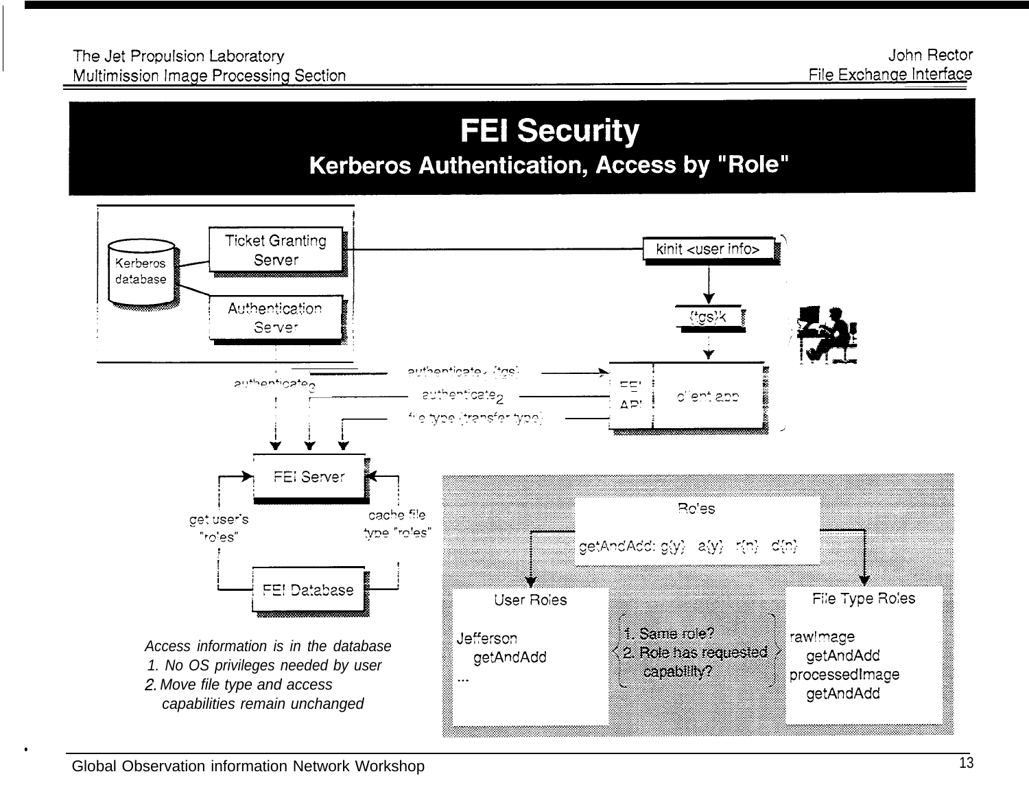# FEI Security

## Kerberos Authentication, Access by "Role"

Kerberos database

Ticket Granting Server

Authentication Server

kinit <user info>

{tgs}k

authenticate$_1$ {tgs}

authenticate$_2$

authenticate$_2$

file type {transfer type}

FEI API

client app

FEI Server

get user's "roles"

cache file type "roles"

FEI Database

Roles

getAndAdd: g{y} a{y} r{n} d{n}

User Roles

Jefferson
getAndAdd
...

1. Same role?
2. Role has requested capability?

File Type Roles

rawImage
getAndAdd
processedImage
getAndAdd

*Access information is in the database*

1. *No OS privileges needed by user*
2. *Move file type and access capabilities remain unchanged*